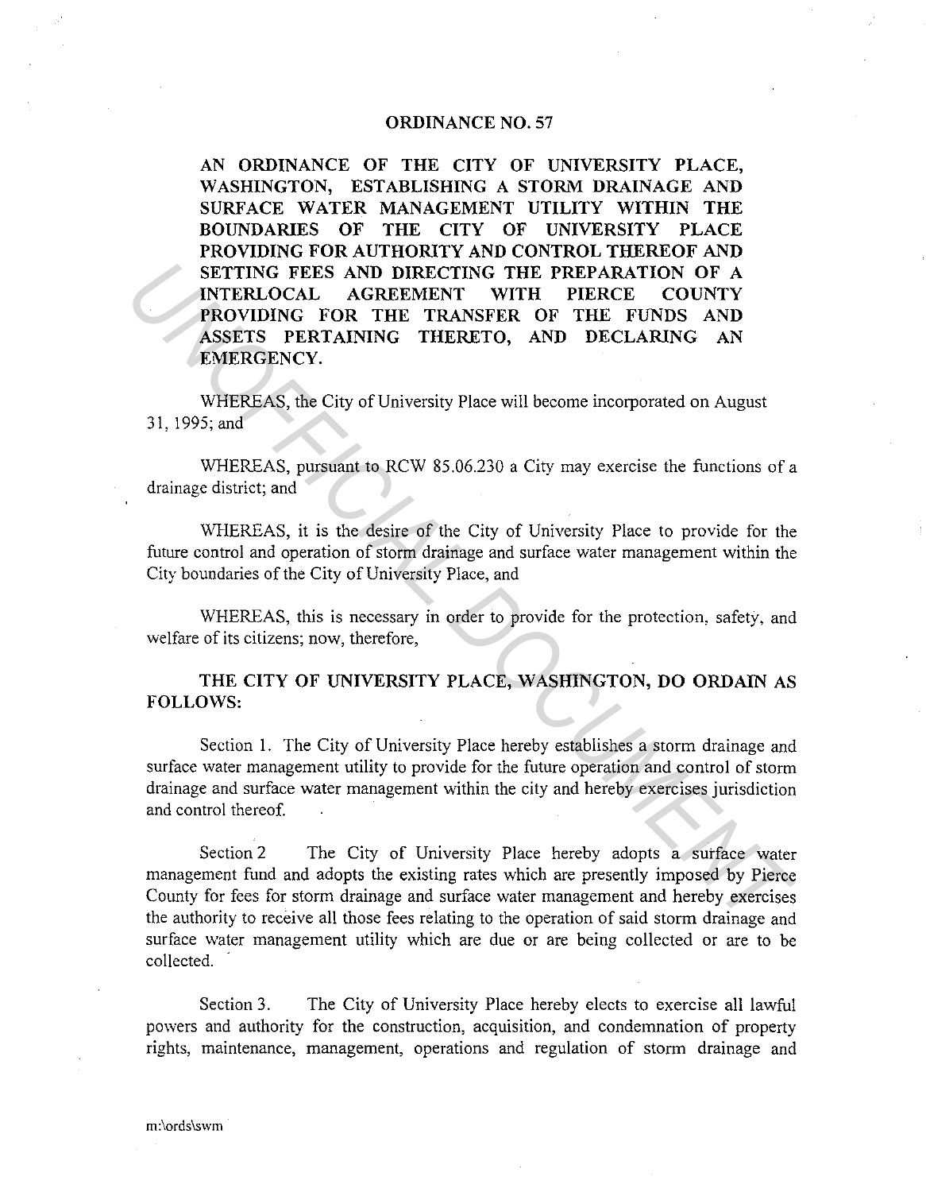# ORDINANCE NO. 57

**AN ORDINANCE OF THE CITY OF UNIVERSITY PLACE, WASHINGTON, ESTABLISHING A STORM DRAINAGE AND SURFACE WATER MANAGEMENT UTILITY WITHIN THE BOUNDARIES OF THE CITY OF UNIVERSITY PLACE PROVIDING FOR AUTHORITY AND CONTROL THEREOF AND SETTING FEES AND DIRECTING THE PREPARATION OF A INTERLOCAL AGREEMENT WITH PIERCE COUNTY PROVIDING FOR THE TRANSFER OF THE FUNDS AND ASSETS PERTAINING THERETO, AND DECLARING AN EMERGENCY.**

WHEREAS, the City of University Place will become incorporated on August 31, 1995; and

WHEREAS, pursuant to RCW 85.06.230 a City may exercise the functions of a drainage district; and

WHEREAS, it is the desire of the City of University Place to provide for the future control and operation of storm drainage and surface water management within the City boundaries of the City of University Place, and

WHEREAS, this is necessary in order to provide for the protection, safety, and welfare of its citizens; now, therefore,

**THE CITY OF UNIVERSITY PLACE, WASHINGTON, DO ORDAIN AS FOLLOWS:**

Section 1. The City of University Place hereby establishes a storm drainage and surface water management utility to provide for the future operation and control of storm drainage and surface water management within the city and hereby exercises jurisdiction and control thereof.

Section 2 The City of University Place hereby adopts a surface water management fund and adopts the existing rates which are presently imposed by Pierce County for fees for storm drainage and surface water management and hereby exercises the authority to receive all those fees relating to the operation of said storm drainage and surface water management utility which are due or are being collected or are to be collected.

Section 3. The City of University Place hereby elects to exercise all lawful powers and authority for the construction, acquisition, and condemnation of property rights, maintenance, management, operations and regulation of storm drainage and

m:\ords\swm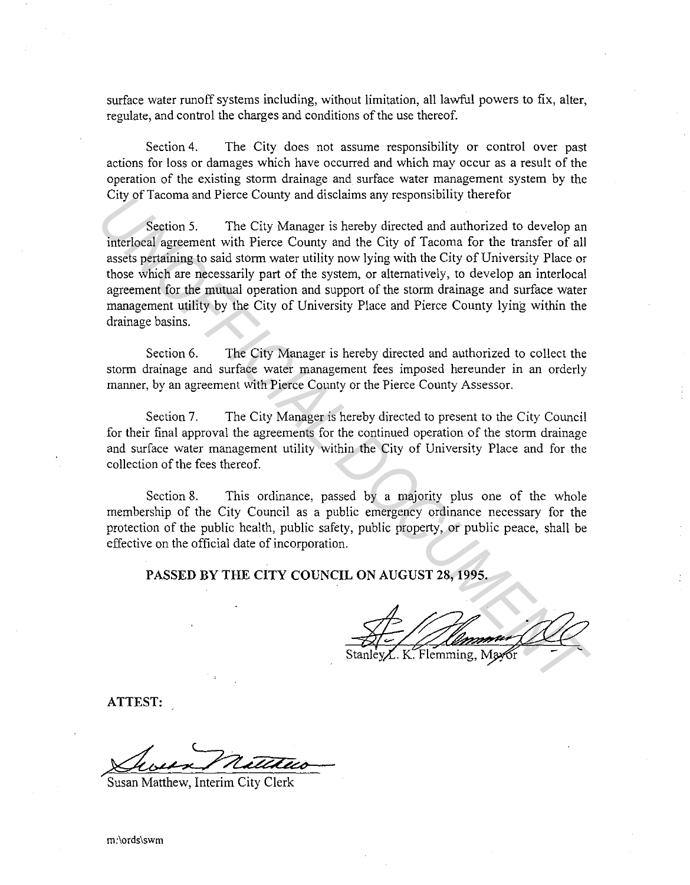surface water runoff systems including, without limitation, all lawful powers to fix, alter, regulate, and control the charges and conditions of the use thereof.

Section 4. The City does not assume responsibility or control over past actions for loss or damages which have occurred and which may occur as a result of the operation of the existing storm drainage and surface water management system by the City of Tacoma and Pierce County and disclaims any responsibility therefor

Section 5. The City Manager is hereby directed and authorized to develop an interlocal agreement with Pierce County and the City of Tacoma for the transfer of all assets pertaining to said storm water utility now lying with the City of University Place or those which are necessarily part of the system, or alternatively, to develop an interlocal agreement for the mutual operation and support of the storm drainage and surface water management utility by the City of University Place and Pierce County lying within the drainage basins.

Section 6. The City Manager is hereby directed and authorized to collect the storm drainage and surface water management fees imposed hereunder in an orderly manner, by an agreement with Pierce County or the Pierce County Assessor.

Section 7. The City Manager is hereby directed to present to the City Council for their final approval the agreements for the continued operation of the storm drainage and surface water management utility within the City of University Place and for the collection of the fees thereof.

Section 8. This ordinance, passed by a majority plus one of the whole membership of the City Council as a public emergency ordinance necessary for the protection of the public health, public safety, public property, or public peace, shall be effective on the official date of incorporation.

**PASSED BY THE CITY COUNCIL ON AUGUST 28, 1995.**

Stanley L. K. Flemming, Mayor

**ATTEST:**

Susan Matthew, Interim City Clerk

m:\ords\swm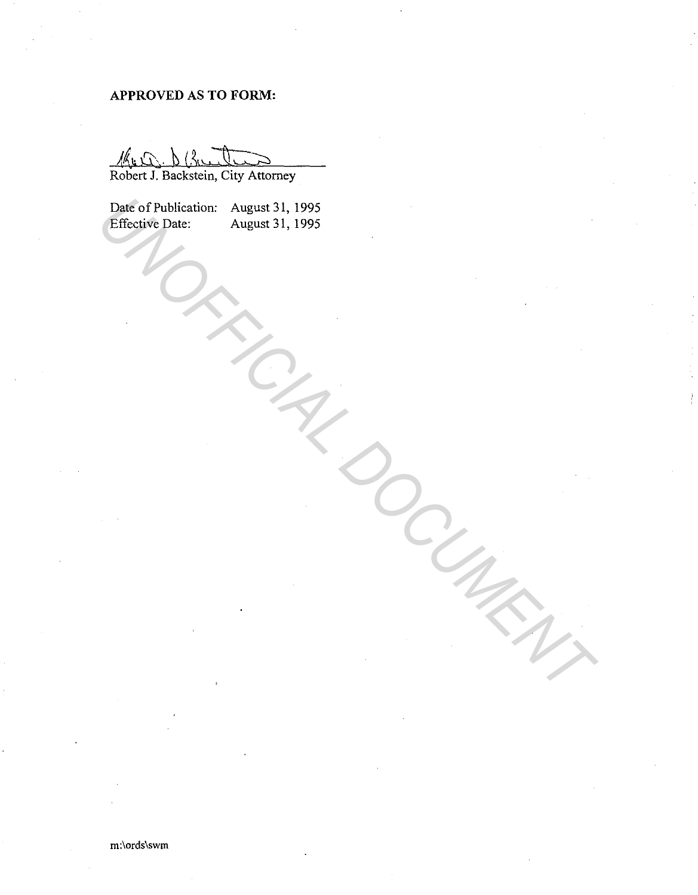**APPROVED AS TO FORM:**

Robert J. Backstein, City Attorney

Date of Publication: August 31, 1995
Effective Date: August 31, 1995

m:\ords\swm